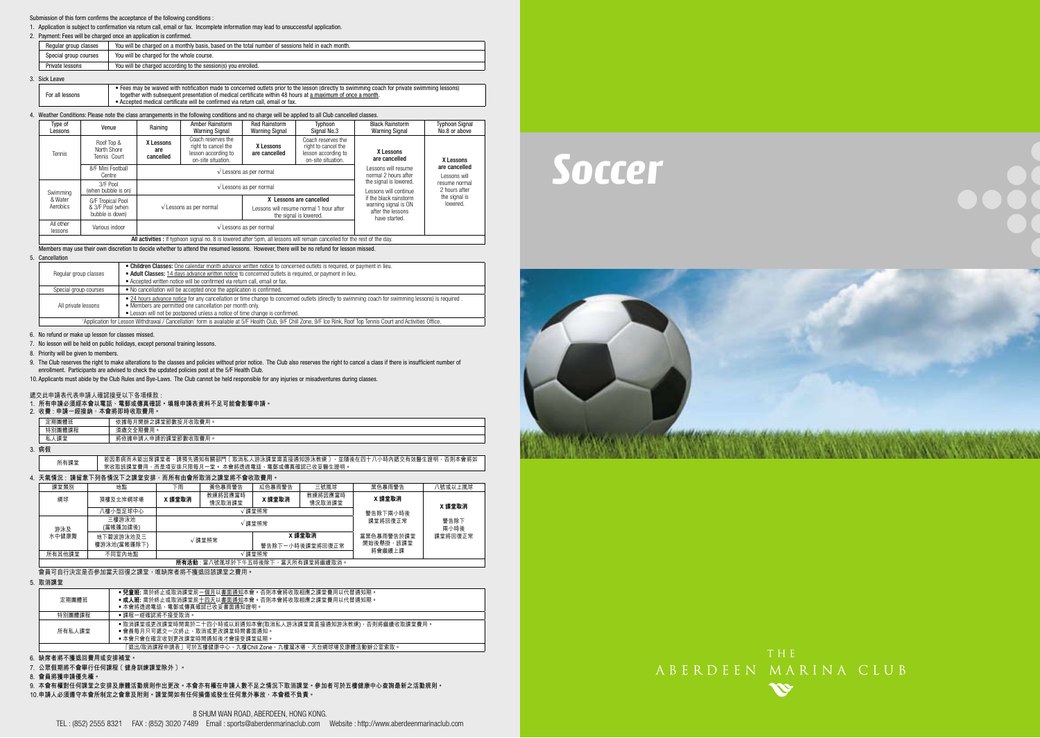Submission of this form confirms the acceptance of the following conditions :

1. Application is subject to confirmation via return call, email or fax. Incomplete information may lead to unsuccessful application.
2. Payment: Fees will be charged once an application is confirmed.

| Regular group classes | You will be charged on a monthly basis, based on the total number of sessions held in each month. |
|---|---|
| Special group courses | You will be charged for the whole course. |
| Private lessons | You will be charged according to the session(s) you enrolled. |

3. Sick Leave

| For all lessons | • Fees may be waived with notification made to concerned outlets prior to the lesson (directly to swimming coach for private swimming lessons) together with subsequent presentation of medical certificate within 48 hours at a maximum of once a month. • Accepted medical certificate will be confirmed via return call, email or fax. |
|---|---|

4. Weather Conditions: Please note the class arrangements in the following conditions and no charge will be applied to all Club cancelled classes.

| Type of Lessons | Venue | Raining | Amber Rainstorm Warning Signal | Red Rainstorm Warning Signal | Typhoon Signal No.3 | Black Rainstorm Warning Signal | Typhoon Signal No.8 or above |
|---|---|---|---|---|---|---|---|
| Tennis | Roof Top & North Shore Tennis Court | X Lessons are cancelled | Coach reserves the right to cancel the lesson according to on-site situation. | X Lessons are cancelled | Coach reserves the right to cancel the lesson according to on-site situation. | X Lessons are cancelled | X Lessons are cancelled Lessons will resume normal 2 hours after the signal is lowered. |
| | 8/F Mini Football Centre | √ Lessons as per normal | | | | Lessons will resume normal 2 hours after the signal is lowered. Lessons will continue if the black rainstorm warning signal is ON after the lessons have started. | |
| Swimming & Water Aerobics | 3/F Pool (when bubble is on) | √ Lessons as per normal | | | | | |
| | G/F Tropical Pool & 3/F Pool (when bubble is down) | √ Lessons as per normal | | X Lessons are cancelled Lessons will resume normal 1 hour after the signal is lowered. | | | |
| All other lessons | Various indoor | √ Lessons as per normal | | | | | |
| **All activities :** If typhoon signal no. 8 is lowered after 5pm, all lessons will remain cancelled for the rest of the day. | | | | | | | |

Members may use their own discretion to decide whether to attend the resumed lessons. However, there will be no refund for lesson missed.

5. Cancellation

| Regular group classes | • **Children Classes:** One calendar month advance written notice to concerned outlets is required, or payment in lieu. • **Adult Classes:** 14 days advance written notice to concerned outlets is required, or payment in lieu. • Accepted written notice will be confirmed via return call, email or fax. |
|---|---|
| Special group courses | • No cancellation will be accepted once the application is confirmed. |
| All private lessons | • 24 hours advance notice for any cancellation or time change to concerned outlets (directly to swimming coach for swimming lessons) is required . • Members are permitted one cancellation per month only. • Lesson will not be postponed unless a notice of time change is confirmed. |
| 'Application for Lesson Withdrawal / Cancellation' form is available at 5/F Health Club, 9/F Chill Zone, 9/F Ice Rink, Roof Top Tennis Court and Activities Office. | |

6. No refund or make up lesson for classes missed.
7. No lesson will be held on public holidays, except personal training lessons.
8. Priority will be given to members.
9. The Club reserves the right to make alterations to the classes and policies without prior notice. The Club also reserves the right to cancel a class if there is insufficient number of enrollment. Participants are advised to check the updated policies post at the 5/F Health Club.
10. Applicants must abide by the Club Rules and Bye-Laws. The Club cannot be held responsible for any injuries or misadventures during classes.

遞交此申請表代表申請人確認接受以下各項條款：

1. 所有申請必須經本會以電話、電郵或傳真確認。填報申請表資料不足可能會影響申請。
2. 收費：申請一經接納，本會將即時收取費用。

| 定期團體班 | 依據每月開辦之課堂節數按月收取費用。 |
|---|---|
| 特別團體課程 | 須繳交全期費用。 |
| 私人課堂 | 將依據申請人申請的課堂節數收取費用。 |

3. 病假

| 所有課堂 | 若因患病而未能出席課堂者，請預先通知有關部門（取消私人游泳課堂需直接通知游泳教練），並隨後在四十八小時內遞交有效醫生證明，否則本會將如常收取該課堂費用，而是項安排只限每月一堂。本會將透過電話、電郵或傳真確認已收妥醫生證明。 |
|---|---|

4. 天氣情況：請留意下列各情況之課堂安排，而所有由會所取消之課堂將不會收取費用。

| 課堂類別 | 地點 | 下雨 | 黃色暴雨警告 | 紅色暴雨警告 | 三號風球 | 黑色暴雨警告 | 八號或以上風球 |
|---|---|---|---|---|---|---|---|
| 網球 | 頂樓及北岸網球場 | X 課堂取消 | 教練將因應當時情況取消課堂 | X 課堂取消 | 教練將因應當時情況取消課堂 | X 課堂取消 | X 課堂取消 警告除下兩小時後課堂將回復正常 |
| | 八樓小型足球中心 | √ 課堂照常 | | | | 警告除下兩小時後課堂將回復正常 當黑色暴雨警告於課堂開始後懸掛，該課堂將會繼續上課 | |
| 游泳及水中健康舞 | 三樓游泳池(當帳篷加建後) | √ 課堂照常 | | | | | |
| | 地下碧波游泳池及三樓游泳池(當帳篷拆下) | √ 課堂照常 | | X 課堂取消 警告除下一小時後課堂將回復正常 | | | |
| 所有其他課堂 | 不同室內地點 | √ 課堂照常 | | | | | |
| **所有活動**：當八號風球於下午五時後除下，當天所有課堂將繼續取消。 | | | | | | | |

會員可自行決定是否參加當天回復之課堂，唯缺席者將不獲退回該課堂之費用。

5. 取消課堂

| 定期團體班 | • **兒童班:** 需於終止或取消課堂前一個月以書面通知本會。否則本會將收取相應之課堂費用以代替通知期。 • **成人班:** 需於終止或取消課堂前十四天以書面通知本會。否則本會將收取相應之課堂費用以代替通知期。 • 本會將透過電話、電郵或傳真確認已收妥書面通知證明。 |
|---|---|
| 特別團體課程 | • 課程一經確認將不接受取消。 |
| 所有私人課堂 | • 取消課堂或更改課堂時間需於二十四小時或以前通知本會(取消私人游泳課堂需直接通知游泳教練)，否則將繼續收取課堂費用。 • 會員每月只可遞交一次終止、取消或更改課堂時間書面通知。 • 本會只會在確定收到更改課堂時間通知後才會接受課堂延期。 |
| 「退出/取消課程申請表」可於五樓健康中心、九樓Chill Zone、九樓溜冰場、天台網球場及康體活動辦公室索取。 | |

6. 缺席者將不獲退回費用或安排補堂。
7. 公眾假期將不會舉行任何課程〔健身訓練課堂除外〕。
8. 會員將獲申請優先權。
9. 本會有權對任何課堂之安排及康體活動規則作出更改。本會亦有權在申請人數不足之情況下取消課堂。參加者可於五樓健康中心查詢最新之活動規則。
10. 申請人必須遵守本會所制定之會章及附則。課堂間如有任何損傷或發生任何意外事故，本會概不負責。

8 SHUM WAN ROAD, ABERDEEN, HONG KONG.

TEL : (852) 2555 8321 FAX : (852) 3020 7489 Email : sports@aberdenmarinaclub.com Website : http://www.aberdeenmarinaclub.com

# Soccer

THE ABERDEEN MARINA CLUB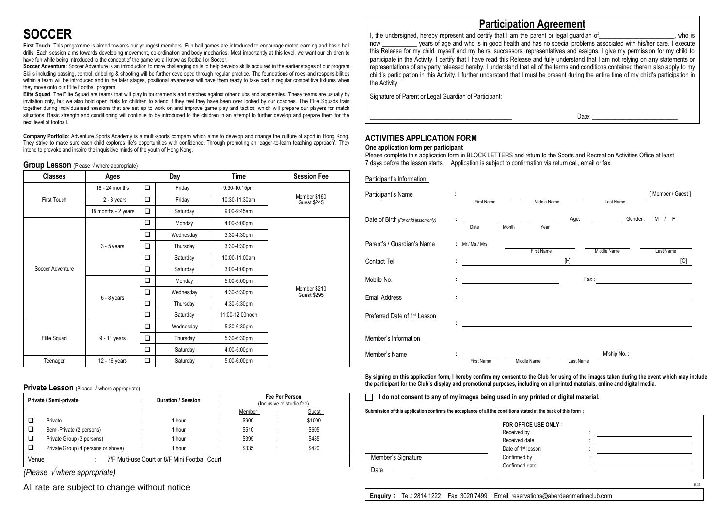# SOCCER

**First Touch**: This programme is aimed towards our youngest members. Fun ball games are introduced to encourage motor learning and basic ball drills. Each session aims towards developing movement, co-ordination and body mechanics. Most importantly at this level, we want our children to have fun while being introduced to the concept of the game we all know as football or Soccer.

**Soccer Adventure**: Soccer Adventure is an introduction to more challenging drills to help develop skills acquired in the earlier stages of our program. Skills including passing, control, dribbling & shooting will be further developed through regular practice. The foundations of roles and responsibilities within a team will be introduced and in the later stages, positional awareness will have them ready to take part in regular competitive fixtures when they move onto our Elite Football program.

**Elite Squad**: The Elite Squad are teams that will play in tournaments and matches against other clubs and academies. These teams are usually by invitation only, but we also hold open trials for children to attend if they feel they have been over looked by our coaches. The Elite Squads train together during individualised sessions that are set up to work on and improve game play and tactics, which will prepare our players for match situations. Basic strength and conditioning will continue to be introduced to the children in an attempt to further develop and prepare them for the next level of football.

**Company Portfolio**: Adventure Sports Academy is a multi-sports company which aims to develop and change the culture of sport in Hong Kong. They strive to make sure each child explores life's opportunities with confidence. Through promoting an 'eager-to-learn teaching approach'. They intend to provoke and inspire the inquisitive minds of the youth of Hong Kong.

## Group Lesson (Please √ where appropriate)

| Classes | Ages | | Day | Time | Session Fee |
|---|---|---|---|---|---|
| First Touch | 18 - 24 months | ❑ | Friday | 9:30-10:15pm | Member $160 Guest $245 |
| | 2 - 3 years | ❑ | Friday | 10:30-11:30am | |
| | 18 months - 2 years | ❑ | Saturday | 9:00-9:45am | |
| Soccer Adventure | 3 - 5 years | ❑ | Monday | 4:00-5:00pm | Member $210 Guest $295 |
| | | ❑ | Wednesday | 3:30-4:30pm | |
| | | ❑ | Thursday | 3:30-4:30pm | |
| | | ❑ | Saturday | 10:00-11:00am | |
| | | ❑ | Saturday | 3:00-4:00pm | |
| | 6 - 8 years | ❑ | Monday | 5:00-6:00pm | |
| | | ❑ | Wednesday | 4:30-5:30pm | |
| | | ❑ | Thursday | 4:30-5:30pm | |
| | | ❑ | Saturday | 11:00-12:00noon | |
| Elite Squad | 9 - 11 years | ❑ | Wednesday | 5:30-6:30pm | |
| | | ❑ | Thursday | 5:30-6:30pm | |
| | | ❑ | Saturday | 4:00-5:00pm | |
| Teenager | 12 - 16 years | ❑ | Saturday | 5:00-6:00pm | |

## Private Lesson (Please √ where appropriate)

| | Private / Semi-private | Duration / Session | Fee Per Person (Inclusive of studio fee) | |
|---|---|---|---|---|
| | | | Member | Guest |
| ❑ | Private | 1 hour | $900 | $1000 |
| ❑ | Semi-Private (2 persons) | 1 hour | $510 | $605 |
| ❑ | Private Group (3 persons) | 1 hour | $395 | $485 |
| ❑ | Private Group (4 persons or above) | 1 hour | $335 | $420 |
| Venue | : 7/F Multi-use Court or 8/F Mini Football Court | | | |

*(Please √where appropriate)*

All rate are subject to change without notice

## Participation Agreement

I, the undersigned, hereby represent and certify that I am the parent or legal guardian of_______________________, who is now __________ years of age and who is in good health and has no special problems associated with his/her care. I execute this Release for my child, myself and my heirs, successors, representatives and assigns. I give my permission for my child to participate in the Activity. I certify that I have read this Release and fully understand that I am not relying on any statements or representations of any party released hereby. I understand that all of the terms and conditions contained therein also apply to my child's participation in this Activity. I further understand that I must be present during the entire time of my child's participation in the Activity.

Signature of Parent or Legal Guardian of Participant:

_______________________________ Date: ____________________

## ACTIVITIES APPLICATION FORM

**One application form per participant**

Please complete this application form in BLOCK LETTERS and return to the Sports and Recreation Activities Office at least 7 days before the lesson starts. Application is subject to confirmation via return call, email or fax.

Participant's Information

Participant's Name : ________ First Name ________ Middle Name ________ Last Name [ Member / Guest ]

Date of Birth *(For child lesson only)* : ____ Date ____ Month ____ Year Age: ______ Gender : M / F

Parent's / Guardian's Name : Mr / Ms / Mrs ________ First Name ________ Middle Name ________ Last Name

Contact Tel. : ____________________ [H] ____________________ [O]

Mobile No. : ____________________ Fax : ____________________

Email Address : ________________________________________

Preferred Date of 1st Lesson : ________________________________________

Member's Information

Member's Name : ________ First Name ________ Middle Name ________ Last Name M'ship No. : ____________

**By signing on this application form, I hereby confirm my consent to the Club for using of the images taken during the event which may include the participant for the Club's display and promotional purposes, including on all printed materials, online and digital media.**

❑ **I do not consent to any of my images being used in any printed or digital material.**

**Submission of this application confirms the acceptance of all the conditions stated at the back of this form :**

Member's Signature

Date :

**FOR OFFICE USE ONLY :**

Received by :

Received date :

Date of 1st lesson :

Confirmed by :

Confirmed date :

1805

**Enquiry :** Tel.: 2814 1222 Fax: 3020 7499 Email: reservations@aberdeenmarinaclub.com